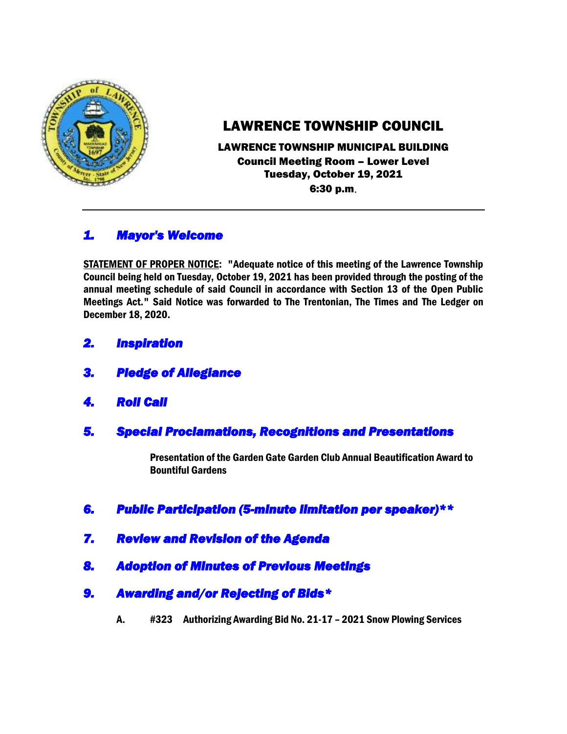# LAWRENCE TOWNSHIP COUNCIL

**LAWRENCE TOWNSHIP MUNICIPAL BUILDING**
**Council Meeting Room – Lower Level**
**Tuesday, October 19, 2021**
**6:30 p.m.**

---

## *1. Mayor's Welcome*

**STATEMENT OF PROPER NOTICE: "Adequate notice of this meeting of the Lawrence Township Council being held on Tuesday, October 19, 2021 has been provided through the posting of the annual meeting schedule of said Council in accordance with Section 13 of the Open Public Meetings Act." Said Notice was forwarded to The Trentonian, The Times and The Ledger on December 18, 2020.**

## *2. Inspiration*

## *3. Pledge of Allegiance*

## *4. Roll Call*

## *5. Special Proclamations, Recognitions and Presentations*

**Presentation of the Garden Gate Garden Club Annual Beautification Award to Bountiful Gardens**

## *6. Public Participation (5-minute limitation per speaker)***

## *7. Review and Revision of the Agenda*

## *8. Adoption of Minutes of Previous Meetings*

## *9. Awarding and/or Rejecting of Bids**

**A. #323 Authorizing Awarding Bid No. 21-17 – 2021 Snow Plowing Services**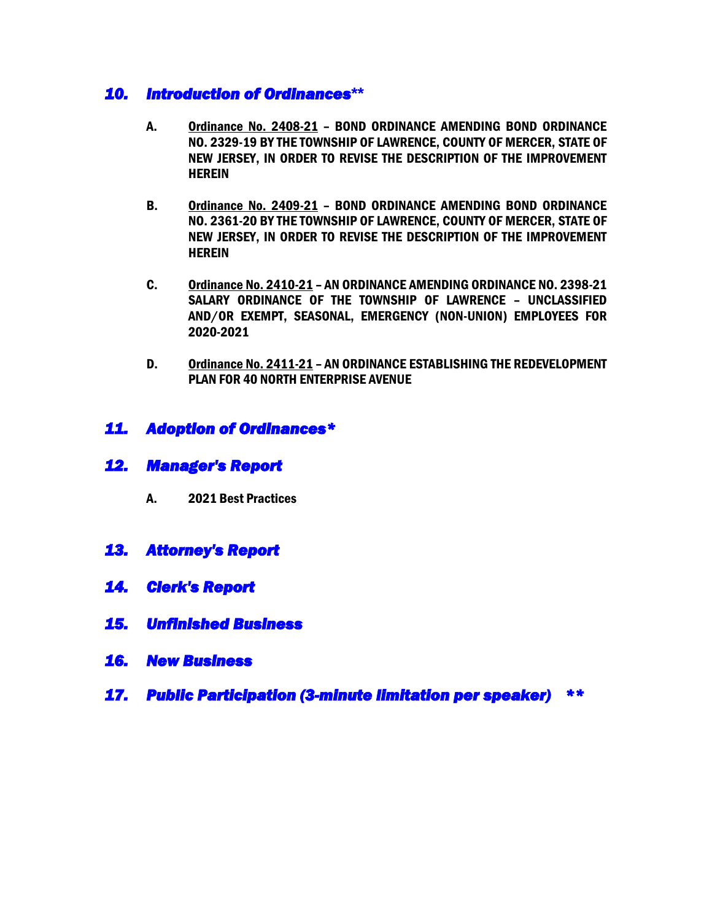## *10. Introduction of Ordinances***

**A. Ordinance No. 2408-21 – BOND ORDINANCE AMENDING BOND ORDINANCE NO. 2329-19 BY THE TOWNSHIP OF LAWRENCE, COUNTY OF MERCER, STATE OF NEW JERSEY, IN ORDER TO REVISE THE DESCRIPTION OF THE IMPROVEMENT HEREIN**

**B. Ordinance No. 2409-21 – BOND ORDINANCE AMENDING BOND ORDINANCE NO. 2361-20 BY THE TOWNSHIP OF LAWRENCE, COUNTY OF MERCER, STATE OF NEW JERSEY, IN ORDER TO REVISE THE DESCRIPTION OF THE IMPROVEMENT HEREIN**

**C. Ordinance No. 2410-21 – AN ORDINANCE AMENDING ORDINANCE NO. 2398-21 SALARY ORDINANCE OF THE TOWNSHIP OF LAWRENCE – UNCLASSIFIED AND/OR EXEMPT, SEASONAL, EMERGENCY (NON-UNION) EMPLOYEES FOR 2020-2021**

**D. Ordinance No. 2411-21 – AN ORDINANCE ESTABLISHING THE REDEVELOPMENT PLAN FOR 40 NORTH ENTERPRISE AVENUE**

## *11. Adoption of Ordinances**

## *12. Manager's Report*

**A. 2021 Best Practices**

## *13. Attorney's Report*

## *14. Clerk's Report*

## *15. Unfinished Business*

## *16. New Business*

## *17. Public Participation (3-minute limitation per speaker) ***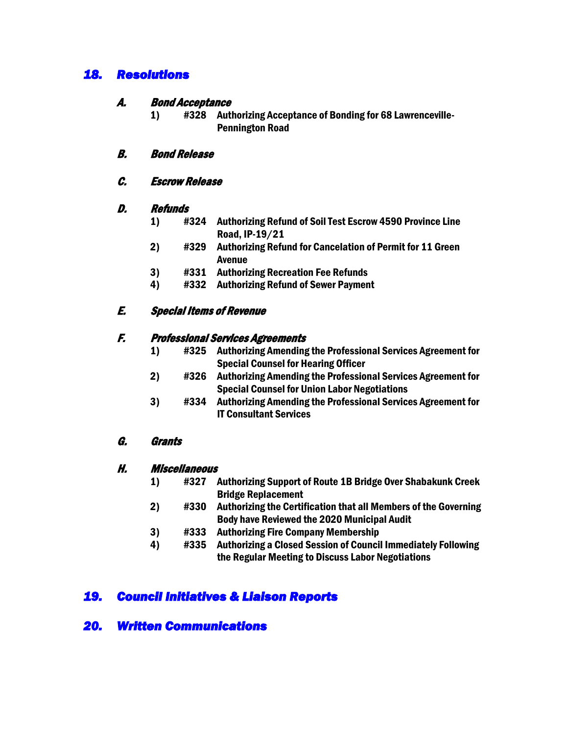## 18. Resolutions

### A. Bond Acceptance

1) #328 Authorizing Acceptance of Bonding for 68 Lawrenceville-Pennington Road

### B. Bond Release

### C. Escrow Release

### D. Refunds

1) #324 Authorizing Refund of Soil Test Escrow 4590 Province Line Road, IP-19/21
2) #329 Authorizing Refund for Cancelation of Permit for 11 Green Avenue
3) #331 Authorizing Recreation Fee Refunds
4) #332 Authorizing Refund of Sewer Payment

### E. Special Items of Revenue

### F. Professional Services Agreements

1) #325 Authorizing Amending the Professional Services Agreement for Special Counsel for Hearing Officer
2) #326 Authorizing Amending the Professional Services Agreement for Special Counsel for Union Labor Negotiations
3) #334 Authorizing Amending the Professional Services Agreement for IT Consultant Services

### G. Grants

### H. Miscellaneous

1) #327 Authorizing Support of Route 1B Bridge Over Shabakunk Creek Bridge Replacement
2) #330 Authorizing the Certification that all Members of the Governing Body have Reviewed the 2020 Municipal Audit
3) #333 Authorizing Fire Company Membership
4) #335 Authorizing a Closed Session of Council Immediately Following the Regular Meeting to Discuss Labor Negotiations

## 19. Council Initiatives & Liaison Reports

## 20. Written Communications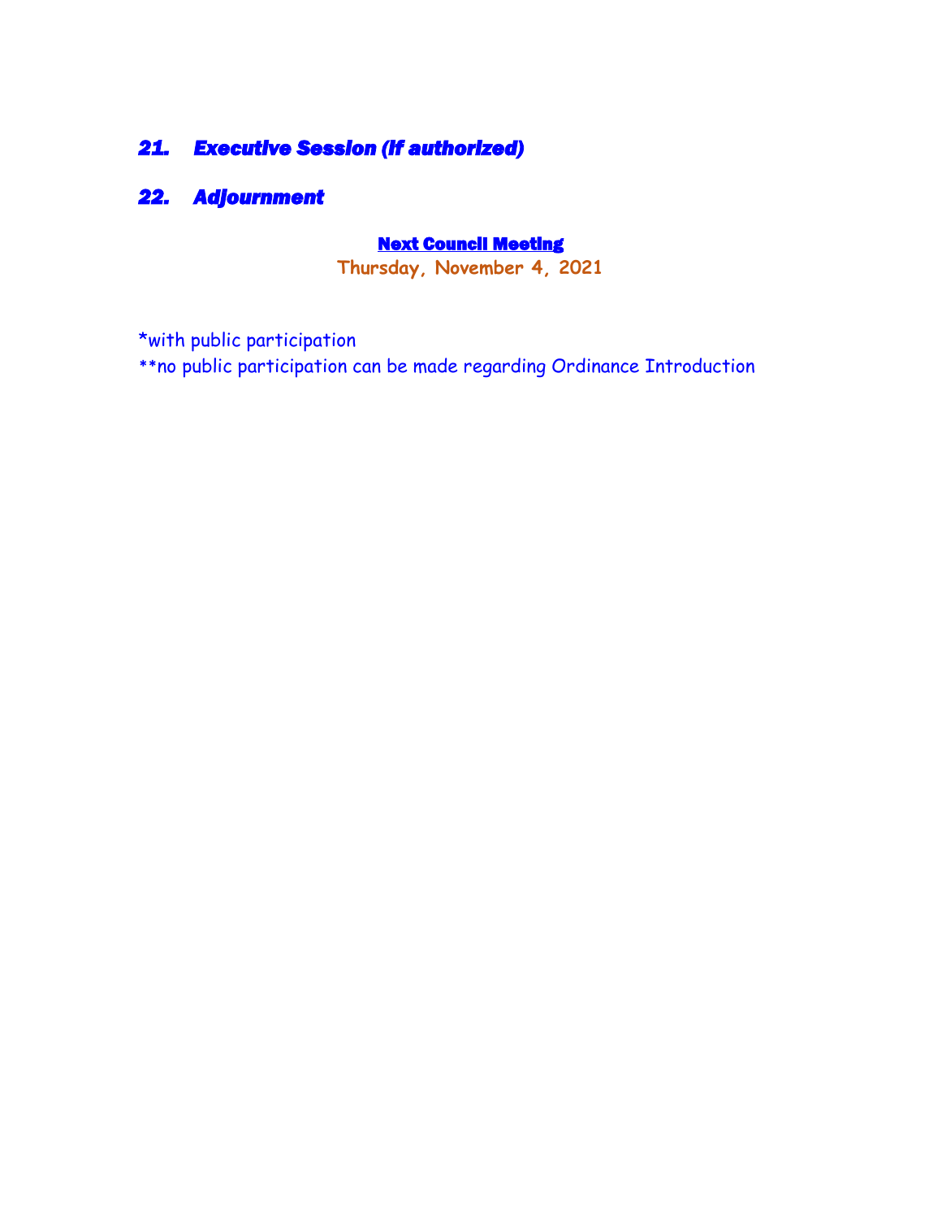### *21. Executive Session (if authorized)*

### *22. Adjournment*

**Next Council Meeting**

**Thursday, November 4, 2021**

*with public participation

**no public participation can be made regarding Ordinance Introduction